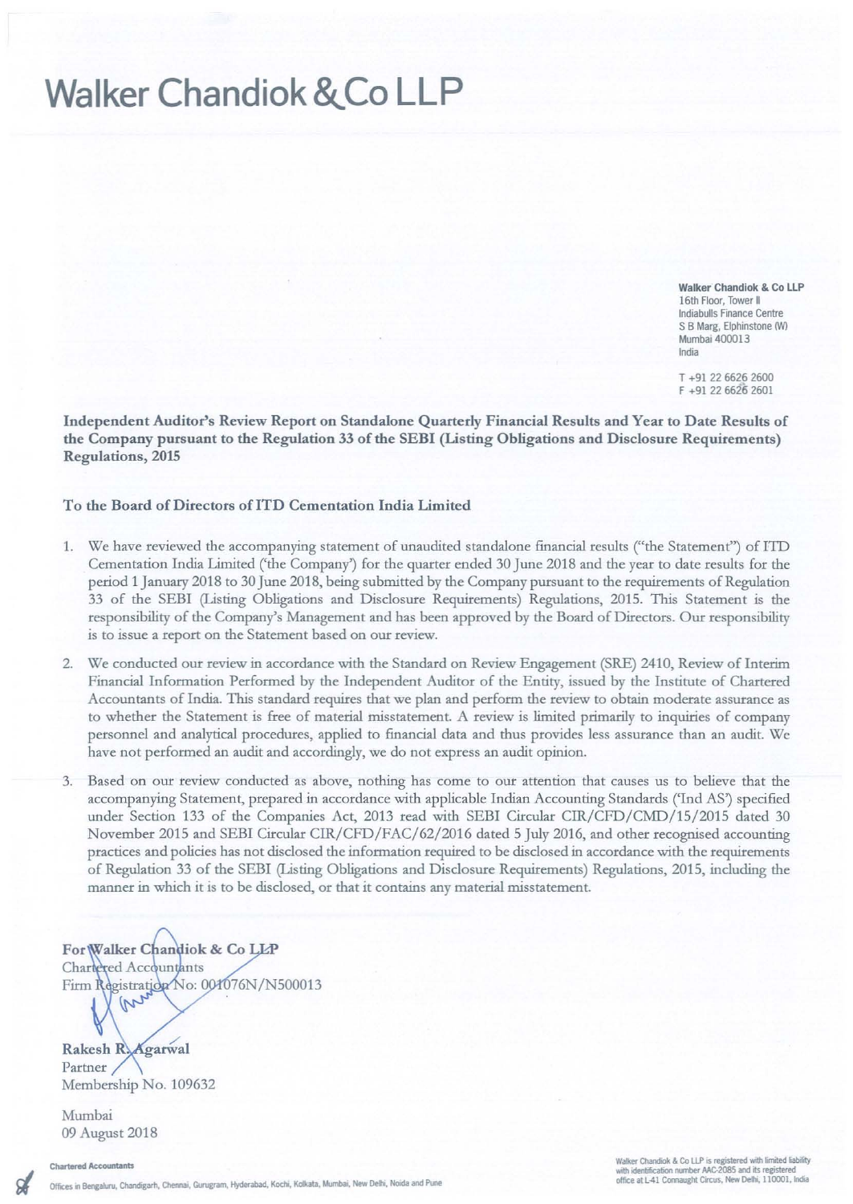# Walker Chandiok & Co LLP

Walker Chandiok & Co LLP
16th Floor, Tower II
Indiabulls Finance Centre
S B Marg, Elphinstone (W)
Mumbai 400013
India

T +91 22 6626 2600
F +91 22 6626 2601

**Independent Auditor's Review Report on Standalone Quarterly Financial Results and Year to Date Results of the Company pursuant to the Regulation 33 of the SEBI (Listing Obligations and Disclosure Requirements) Regulations, 2015**

**To the Board of Directors of ITD Cementation India Limited**

1. We have reviewed the accompanying statement of unaudited standalone financial results ("the Statement") of ITD Cementation India Limited ('the Company') for the quarter ended 30 June 2018 and the year to date results for the period 1 January 2018 to 30 June 2018, being submitted by the Company pursuant to the requirements of Regulation 33 of the SEBI (Listing Obligations and Disclosure Requirements) Regulations, 2015. This Statement is the responsibility of the Company's Management and has been approved by the Board of Directors. Our responsibility is to issue a report on the Statement based on our review.

2. We conducted our review in accordance with the Standard on Review Engagement (SRE) 2410, Review of Interim Financial Information Performed by the Independent Auditor of the Entity, issued by the Institute of Chartered Accountants of India. This standard requires that we plan and perform the review to obtain moderate assurance as to whether the Statement is free of material misstatement. A review is limited primarily to inquiries of company personnel and analytical procedures, applied to financial data and thus provides less assurance than an audit. We have not performed an audit and accordingly, we do not express an audit opinion.

3. Based on our review conducted as above, nothing has come to our attention that causes us to believe that the accompanying Statement, prepared in accordance with applicable Indian Accounting Standards ('Ind AS') specified under Section 133 of the Companies Act, 2013 read with SEBI Circular CIR/CFD/CMD/15/2015 dated 30 November 2015 and SEBI Circular CIR/CFD/FAC/62/2016 dated 5 July 2016, and other recognised accounting practices and policies has not disclosed the information required to be disclosed in accordance with the requirements of Regulation 33 of the SEBI (Listing Obligations and Disclosure Requirements) Regulations, 2015, including the manner in which it is to be disclosed, or that it contains any material misstatement.

**For Walker Chandiok & Co LLP**
Chartered Accountants
Firm Registration No: 001076N/N500013

**Rakesh R. Agarwal**
Partner
Membership No. 109632

Mumbai
09 August 2018

Chartered Accountants

Offices in Bengaluru, Chandigarh, Chennai, Gurugram, Hyderabad, Kochi, Kolkata, Mumbai, New Delhi, Noida and Pune

Walker Chandiok & Co LLP is registered with limited liability with identification number AAC-2085 and its registered office at L-41 Connaught Circus, New Delhi, 110001, India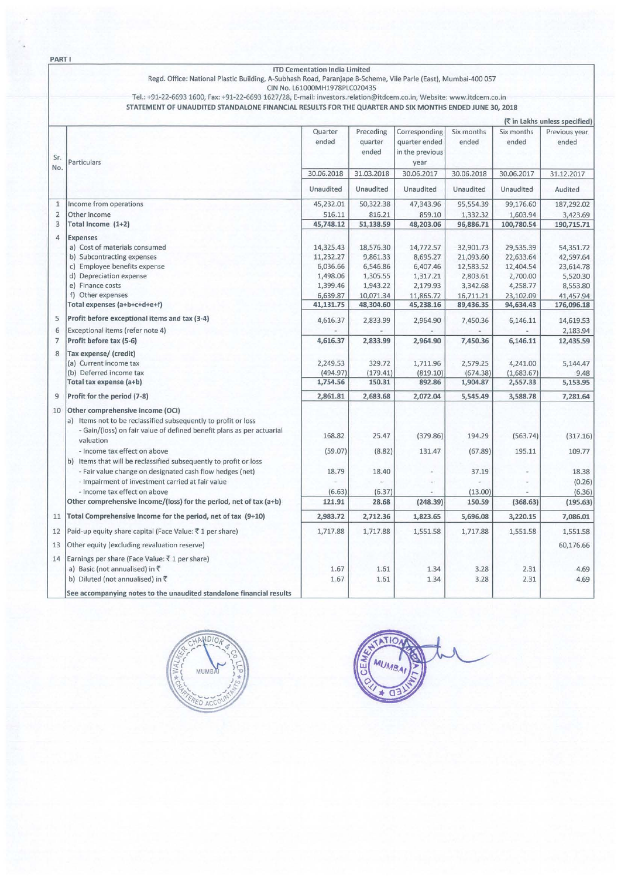PART I

**ITD Cementation India Limited**

Regd. Office: National Plastic Building, A-Subhash Road, Paranjape B-Scheme, Vile Parle (East), Mumbai-400 057

CIN No. L61000MH1978PLC020435

Tel.: +91-22-6693 1600, Fax: +91-22-6693 1627/28, E-mail: investors.relation@itdcem.co.in, Website: www.itdcem.co.in

**STATEMENT OF UNAUDITED STANDALONE FINANCIAL RESULTS FOR THE QUARTER AND SIX MONTHS ENDED JUNE 30, 2018**

(₹ in Lakhs unless specified)

| Sr. No. | Particulars | Quarter ended | Preceding quarter ended | Corresponding quarter ended in the previous year | Six months ended | Six months ended | Previous year ended |
|---|---|---|---|---|---|---|---|
| | | 30.06.2018 | 31.03.2018 | 30.06.2017 | 30.06.2018 | 30.06.2017 | 31.12.2017 |
| | | Unaudited | Unaudited | Unaudited | Unaudited | Unaudited | Audited |
| 1 | Income from operations | 45,232.01 | 50,322.38 | 47,343.96 | 95,554.39 | 99,176.60 | 187,292.02 |
| 2 | Other income | 516.11 | 816.21 | 859.10 | 1,332.32 | 1,603.94 | 3,423.69 |
| 3 | **Total Income (1+2)** | **45,748.12** | **51,138.59** | **48,203.06** | **96,886.71** | **100,780.54** | **190,715.71** |
| 4 | **Expenses** | | | | | | |
| | a) Cost of materials consumed | 14,325.43 | 18,576.30 | 14,772.57 | 32,901.73 | 29,535.39 | 54,351.72 |
| | b) Subcontracting expenses | 11,232.27 | 9,861.33 | 8,695.27 | 21,093.60 | 22,633.64 | 42,597.64 |
| | c) Employee benefits expense | 6,036.66 | 6,546.86 | 6,407.46 | 12,583.52 | 12,404.54 | 23,614.78 |
| | d) Depreciation expense | 1,498.06 | 1,305.55 | 1,317.21 | 2,803.61 | 2,700.00 | 5,520.30 |
| | e) Finance costs | 1,399.46 | 1,943.22 | 2,179.93 | 3,342.68 | 4,258.77 | 8,553.80 |
| | f) Other expenses | 6,639.87 | 10,071.34 | 11,865.72 | 16,711.21 | 23,102.09 | 41,457.94 |
| | **Total expenses (a+b+c+d+e+f)** | **41,131.75** | **48,304.60** | **45,238.16** | **89,436.35** | **94,634.43** | **176,096.18** |
| 5 | **Profit before exceptional items and tax (3-4)** | 4,616.37 | 2,833.99 | 2,964.90 | 7,450.36 | 6,146.11 | 14,619.53 |
| 6 | Exceptional items (refer note 4) | - | - | - | - | - | 2,183.94 |
| 7 | **Profit before tax (5-6)** | **4,616.37** | **2,833.99** | **2,964.90** | **7,450.36** | **6,146.11** | **12,435.59** |
| 8 | **Tax expense/ (credit)** | | | | | | |
| | (a) Current income tax | 2,249.53 | 329.72 | 1,711.96 | 2,579.25 | 4,241.00 | 5,144.47 |
| | (b) Deferred income tax | (494.97) | (179.41) | (819.10) | (674.38) | (1,683.67) | 9.48 |
| | **Total tax expense (a+b)** | **1,754.56** | **150.31** | **892.86** | **1,904.87** | **2,557.33** | **5,153.95** |
| 9 | **Profit for the period (7-8)** | **2,861.81** | **2,683.68** | **2,072.04** | **5,545.49** | **3,588.78** | **7,281.64** |
| 10 | **Other comprehensive income (OCI)** | | | | | | |
| | a) Items not to be reclassified subsequently to profit or loss | | | | | | |
| | - Gain/(loss) on fair value of defined benefit plans as per actuarial valuation | 168.82 | 25.47 | (379.86) | 194.29 | (563.74) | (317.16) |
| | - Income tax effect on above | (59.07) | (8.82) | 131.47 | (67.89) | 195.11 | 109.77 |
| | b) Items that will be reclassified subsequently to profit or loss | | | | | | |
| | - Fair value change on designated cash flow hedges (net) | 18.79 | 18.40 | - | 37.19 | - | 18.38 |
| | - Impairment of investment carried at fair value | - | - | - | - | - | (0.26) |
| | - Income tax effect on above | (6.63) | (6.37) | - | (13.00) | - | (6.36) |
| | **Other comprehensive income/(loss) for the period, net of tax (a+b)** | **121.91** | **28.68** | **(248.39)** | **150.59** | **(368.63)** | **(195.63)** |
| 11 | **Total Comprehensive Income for the period, net of tax (9+10)** | **2,983.72** | **2,712.36** | **1,823.65** | **5,696.08** | **3,220.15** | **7,086.01** |
| 12 | Paid-up equity share capital (Face Value: ₹ 1 per share) | 1,717.88 | 1,717.88 | 1,551.58 | 1,717.88 | 1,551.58 | 1,551.58 |
| 13 | Other equity (excluding revaluation reserve) | | | | | | 60,176.66 |
| 14 | Earnings per share (Face Value: ₹ 1 per share) | | | | | | |
| | a) Basic (not annualised) in ₹ | 1.67 | 1.61 | 1.34 | 3.28 | 2.31 | 4.69 |
| | b) Diluted (not annualised) in ₹ | 1.67 | 1.61 | 1.34 | 3.28 | 2.31 | 4.69 |
| | **See accompanying notes to the unaudited standalone financial results** | | | | | | |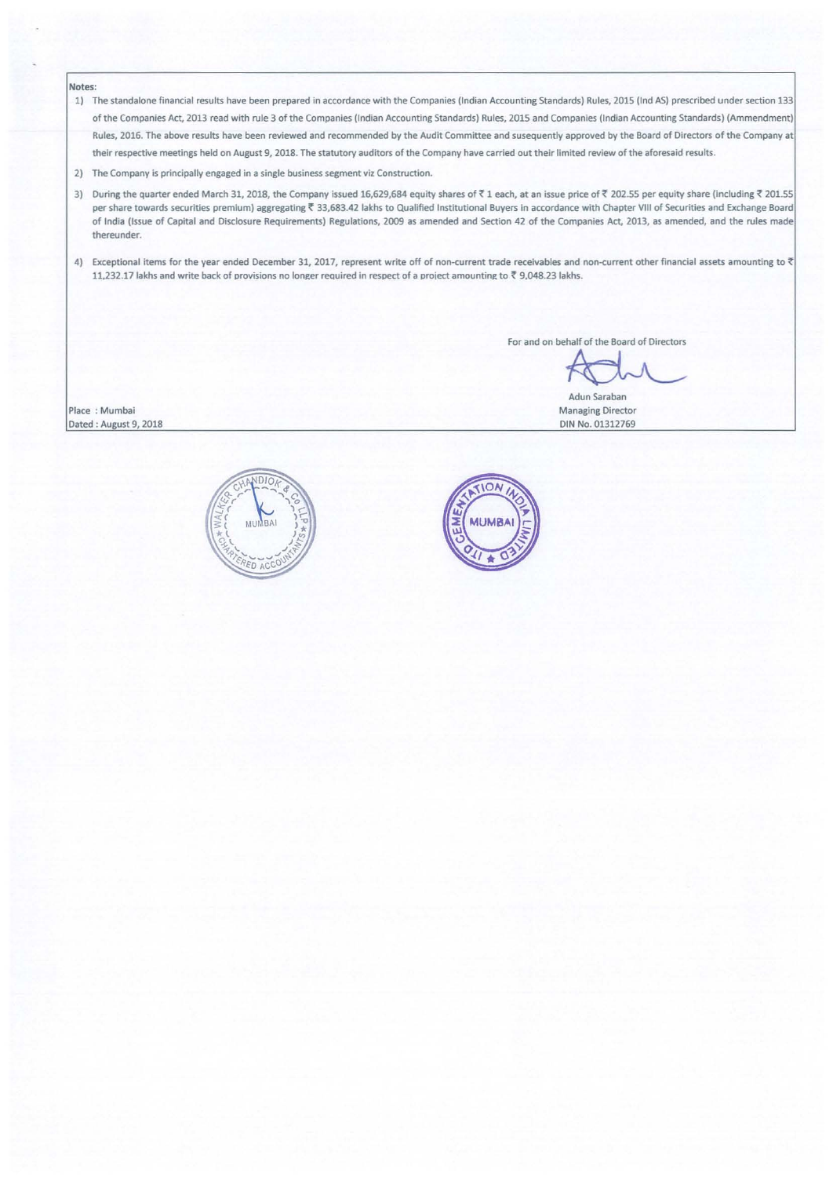**Notes:**

1) The standalone financial results have been prepared in accordance with the Companies (Indian Accounting Standards) Rules, 2015 (Ind AS) prescribed under section 133 of the Companies Act, 2013 read with rule 3 of the Companies (Indian Accounting Standards) Rules, 2015 and Companies (Indian Accounting Standards) (Ammendment) Rules, 2016. The above results have been reviewed and recommended by the Audit Committee and susequently approved by the Board of Directors of the Company at their respective meetings held on August 9, 2018. The statutory auditors of the Company have carried out their limited review of the aforesaid results.

2) The Company is principally engaged in a single business segment viz Construction.

3) During the quarter ended March 31, 2018, the Company issued 16,629,684 equity shares of ₹ 1 each, at an issue price of ₹ 202.55 per equity share (including ₹ 201.55 per share towards securities premium) aggregating ₹ 33,683.42 lakhs to Qualified Institutional Buyers in accordance with Chapter VIII of Securities and Exchange Board of India (Issue of Capital and Disclosure Requirements) Regulations, 2009 as amended and Section 42 of the Companies Act, 2013, as amended, and the rules made thereunder.

4) Exceptional items for the year ended December 31, 2017, represent write off of non-current trade receivables and non-current other financial assets amounting to ₹ 11,232.17 lakhs and write back of provisions no longer required in respect of a project amounting to ₹ 9,048.23 lakhs.

For and on behalf of the Board of Directors

Adun Saraban
Managing Director
DIN No. 01312769

Place : Mumbai
Dated : August 9, 2018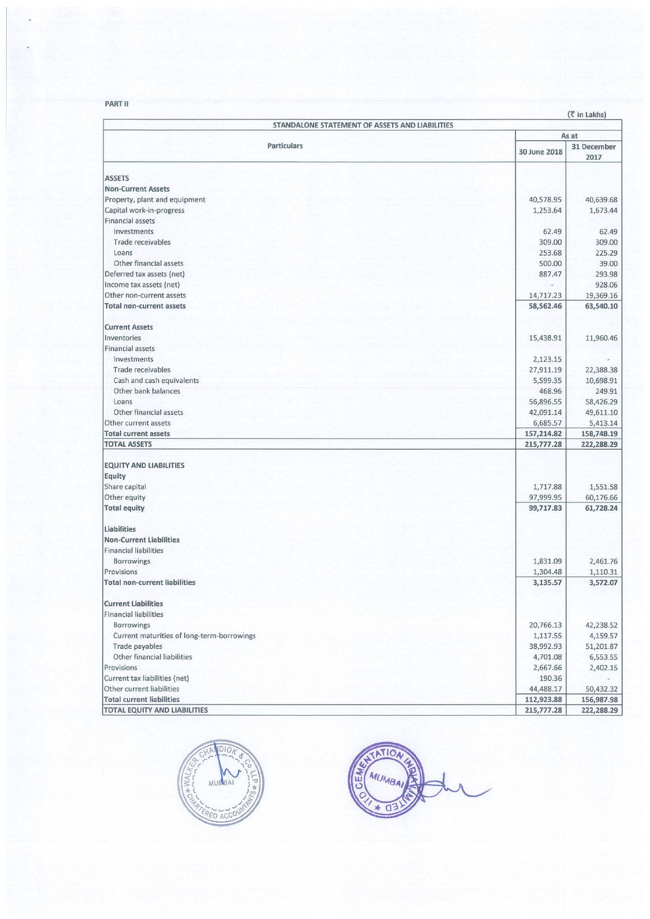PART II

(₹ in Lakhs)

| STANDALONE STATEMENT OF ASSETS AND LIABILITIES | | |
|---|---|---|
| Particulars | As at | |
| | 30 June 2018 | 31 December 2017 |
| **ASSETS** | | |
| **Non-Current Assets** | | |
| Property, plant and equipment | 40,578.95 | 40,639.68 |
| Capital work-in-progress | 1,253.64 | 1,673.44 |
| Financial assets | | |
| Investments | 62.49 | 62.49 |
| Trade receivables | 309.00 | 309.00 |
| Loans | 253.68 | 225.29 |
| Other financial assets | 500.00 | 39.00 |
| Deferred tax assets (net) | 887.47 | 293.98 |
| Income tax assets (net) | - | 928.06 |
| Other non-current assets | 14,717.23 | 19,369.16 |
| **Total non-current assets** | **58,562.46** | **63,540.10** |
| **Current Assets** | | |
| Inventories | 15,438.91 | 11,960.46 |
| Financial assets | | |
| Investments | 2,123.15 | - |
| Trade receivables | 27,911.19 | 22,388.38 |
| Cash and cash equivalents | 5,599.35 | 10,698.91 |
| Other bank balances | 468.96 | 249.91 |
| Loans | 56,896.55 | 58,426.29 |
| Other financial assets | 42,091.14 | 49,611.10 |
| Other current assets | 6,685.57 | 5,413.14 |
| **Total current assets** | **157,214.82** | **158,748.19** |
| **TOTAL ASSETS** | **215,777.28** | **222,288.29** |
| **EQUITY AND LIABILITIES** | | |
| **Equity** | | |
| Share capital | 1,717.88 | 1,551.58 |
| Other equity | 97,999.95 | 60,176.66 |
| **Total equity** | **99,717.83** | **61,728.24** |
| **Liabilities** | | |
| **Non-Current Liabilities** | | |
| Financial liabilities | | |
| Borrowings | 1,831.09 | 2,461.76 |
| Provisions | 1,304.48 | 1,110.31 |
| **Total non-current liabilities** | **3,135.57** | **3,572.07** |
| **Current Liabilities** | | |
| Financial liabilities | | |
| Borrowings | 20,766.13 | 42,238.52 |
| Current maturities of long-term-borrowings | 1,117.55 | 4,159.57 |
| Trade payables | 38,992.93 | 51,201.87 |
| Other financial liabilities | 4,701.08 | 6,553.55 |
| Provisions | 2,667.66 | 2,402.15 |
| Current tax liabilities (net) | 190.36 | - |
| Other current liabilities | 44,488.17 | 50,432.32 |
| **Total current liabilities** | **112,923.88** | **156,987.98** |
| **TOTAL EQUITY AND LIABILITIES** | **215,777.28** | **222,288.29** |